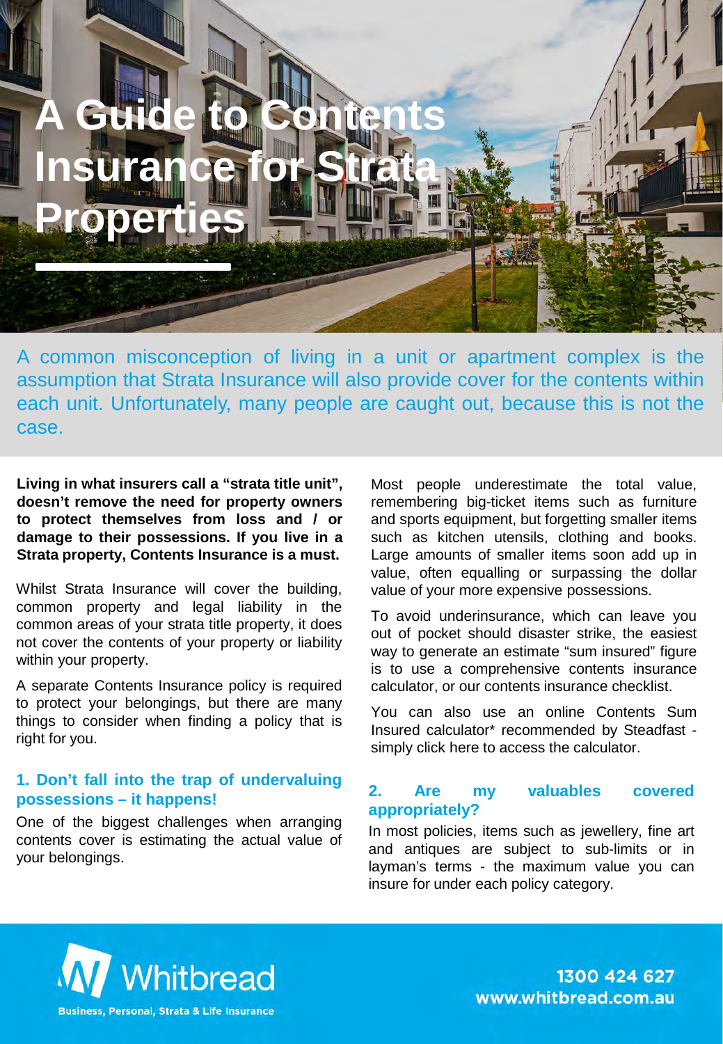# A Guide to Contents Insurance for Strata Properties

A common misconception of living in a unit or apartment complex is the assumption that Strata Insurance will also provide cover for the contents within each unit. Unfortunately, many people are caught out, because this is not the case.

**Living in what insurers call a "strata title unit", doesn't remove the need for property owners to protect themselves from loss and / or damage to their possessions. If you live in a Strata property, Contents Insurance is a must.**

Whilst Strata Insurance will cover the building, common property and legal liability in the common areas of your strata title property, it does not cover the contents of your property or liability within your property.

A separate Contents Insurance policy is required to protect your belongings, but there are many things to consider when finding a policy that is right for you.

## 1. Don't fall into the trap of undervaluing possessions – it happens!

One of the biggest challenges when arranging contents cover is estimating the actual value of your belongings.

Most people underestimate the total value, remembering big-ticket items such as furniture and sports equipment, but forgetting smaller items such as kitchen utensils, clothing and books. Large amounts of smaller items soon add up in value, often equalling or surpassing the dollar value of your more expensive possessions.

To avoid underinsurance, which can leave you out of pocket should disaster strike, the easiest way to generate an estimate "sum insured" figure is to use a comprehensive contents insurance calculator, or our contents insurance checklist.

You can also use an online Contents Sum Insured calculator* recommended by Steadfast - simply click here to access the calculator.

## 2. Are my valuables covered appropriately?

In most policies, items such as jewellery, fine art and antiques are subject to sub-limits or in layman's terms - the maximum value you can insure for under each policy category.

Whitbread
Business, Personal, Strata & Life Insurance

1300 424 627
www.whitbread.com.au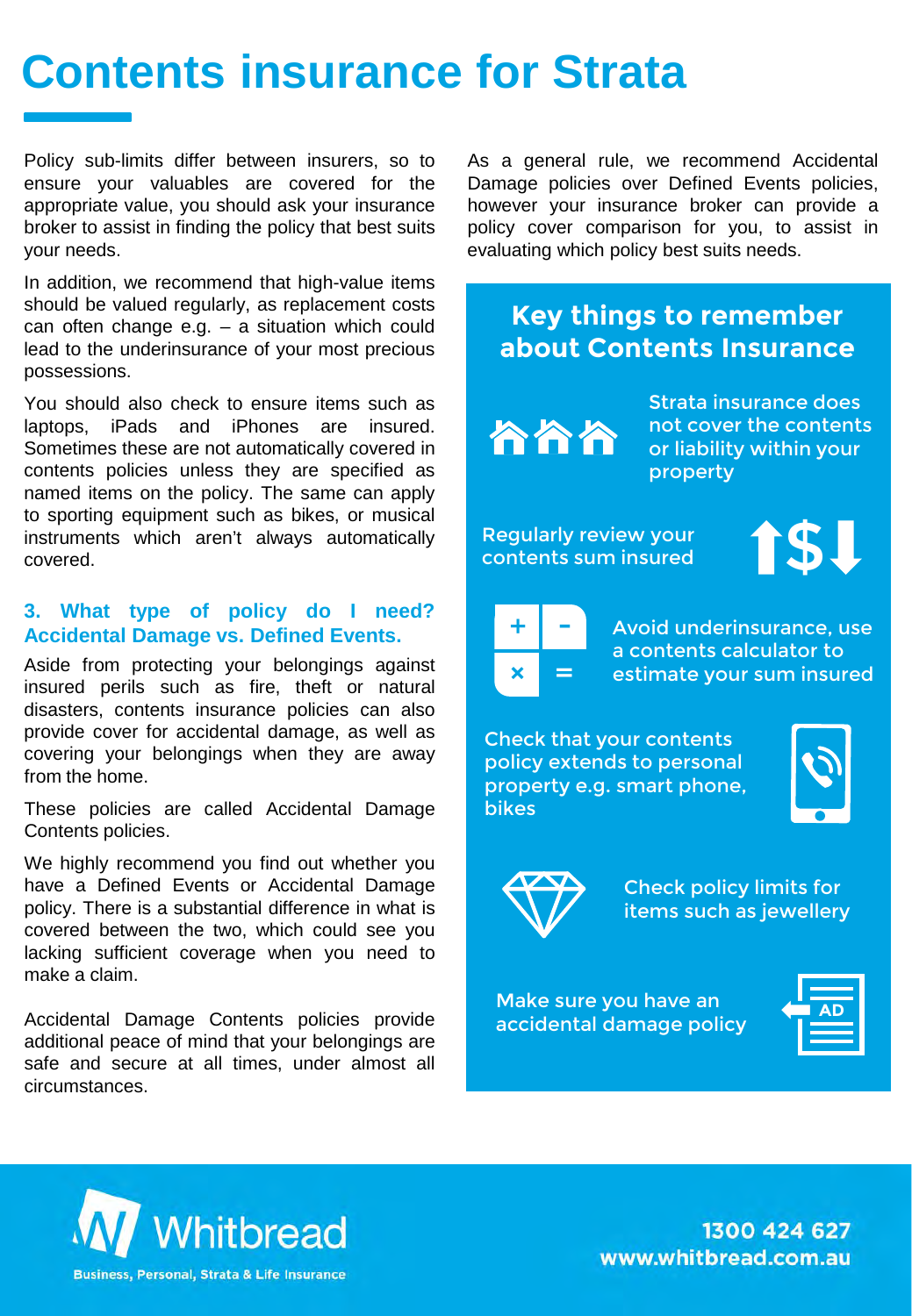# Contents insurance for Strata

Policy sub-limits differ between insurers, so to ensure your valuables are covered for the appropriate value, you should ask your insurance broker to assist in finding the policy that best suits your needs.

In addition, we recommend that high-value items should be valued regularly, as replacement costs can often change e.g. – a situation which could lead to the underinsurance of your most precious possessions.

You should also check to ensure items such as laptops, iPads and iPhones are insured. Sometimes these are not automatically covered in contents policies unless they are specified as named items on the policy. The same can apply to sporting equipment such as bikes, or musical instruments which aren't always automatically covered.

### 3. What type of policy do I need? Accidental Damage vs. Defined Events.

Aside from protecting your belongings against insured perils such as fire, theft or natural disasters, contents insurance policies can also provide cover for accidental damage, as well as covering your belongings when they are away from the home.

These policies are called Accidental Damage Contents policies.

We highly recommend you find out whether you have a Defined Events or Accidental Damage policy. There is a substantial difference in what is covered between the two, which could see you lacking sufficient coverage when you need to make a claim.

Accidental Damage Contents policies provide additional peace of mind that your belongings are safe and secure at all times, under almost all circumstances.

As a general rule, we recommend Accidental Damage policies over Defined Events policies, however your insurance broker can provide a policy cover comparison for you, to assist in evaluating which policy best suits needs.

## Key things to remember about Contents Insurance

- Strata insurance does not cover the contents or liability within your property
- Regularly review your contents sum insured
- Avoid underinsurance, use a contents calculator to estimate your sum insured
- Check that your contents policy extends to personal property e.g. smart phone, bikes
- Check policy limits for items such as jewellery
- Make sure you have an accidental damage policy

Whitbread
Business, Personal, Strata & Life Insurance

1300 424 627
www.whitbread.com.au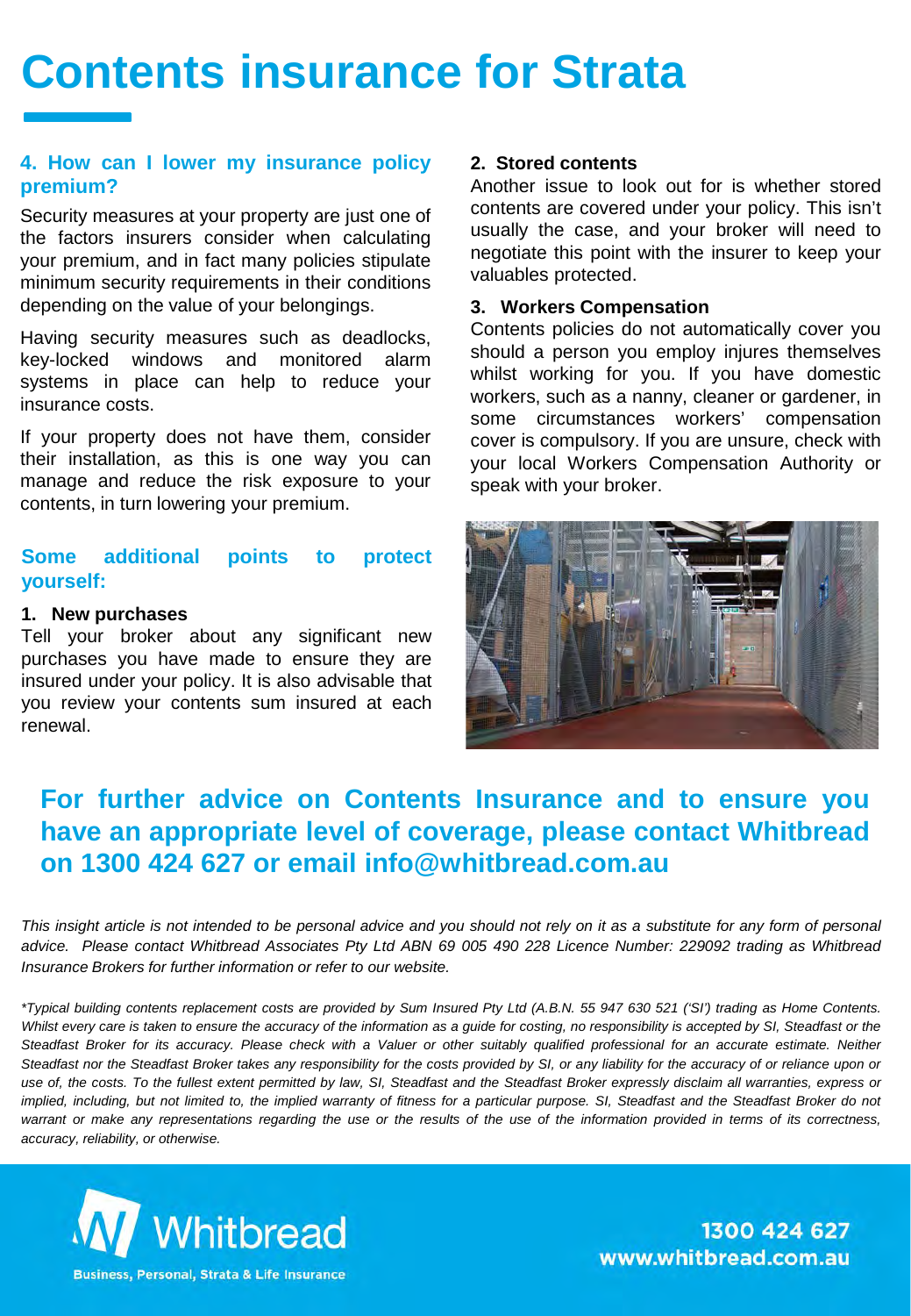# Contents insurance for Strata

### 4. How can I lower my insurance policy premium?

Security measures at your property are just one of the factors insurers consider when calculating your premium, and in fact many policies stipulate minimum security requirements in their conditions depending on the value of your belongings.

Having security measures such as deadlocks, key-locked windows and monitored alarm systems in place can help to reduce your insurance costs.

If your property does not have them, consider their installation, as this is one way you can manage and reduce the risk exposure to your contents, in turn lowering your premium.

### Some additional points to protect yourself:

**1. New purchases**

Tell your broker about any significant new purchases you have made to ensure they are insured under your policy. It is also advisable that you review your contents sum insured at each renewal.

**2. Stored contents**

Another issue to look out for is whether stored contents are covered under your policy. This isn't usually the case, and your broker will need to negotiate this point with the insurer to keep your valuables protected.

**3. Workers Compensation**

Contents policies do not automatically cover you should a person you employ injures themselves whilst working for you. If you have domestic workers, such as a nanny, cleaner or gardener, in some circumstances workers' compensation cover is compulsory. If you are unsure, check with your local Workers Compensation Authority or speak with your broker.

## For further advice on Contents Insurance and to ensure you have an appropriate level of coverage, please contact Whitbread on 1300 424 627 or email info@whitbread.com.au

*This insight article is not intended to be personal advice and you should not rely on it as a substitute for any form of personal advice. Please contact Whitbread Associates Pty Ltd ABN 69 005 490 228 Licence Number: 229092 trading as Whitbread Insurance Brokers for further information or refer to our website.*

**Typical building contents replacement costs are provided by Sum Insured Pty Ltd (A.B.N. 55 947 630 521 ('SI') trading as Home Contents. Whilst every care is taken to ensure the accuracy of the information as a guide for costing, no responsibility is accepted by SI, Steadfast or the Steadfast Broker for its accuracy. Please check with a Valuer or other suitably qualified professional for an accurate estimate. Neither Steadfast nor the Steadfast Broker takes any responsibility for the costs provided by SI, or any liability for the accuracy of or reliance upon or use of, the costs. To the fullest extent permitted by law, SI, Steadfast and the Steadfast Broker expressly disclaim all warranties, express or implied, including, but not limited to, the implied warranty of fitness for a particular purpose. SI, Steadfast and the Steadfast Broker do not warrant or make any representations regarding the use or the results of the use of the information provided in terms of its correctness, accuracy, reliability, or otherwise.*

Whitbread
Business, Personal, Strata & Life Insurance

1300 424 627
www.whitbread.com.au